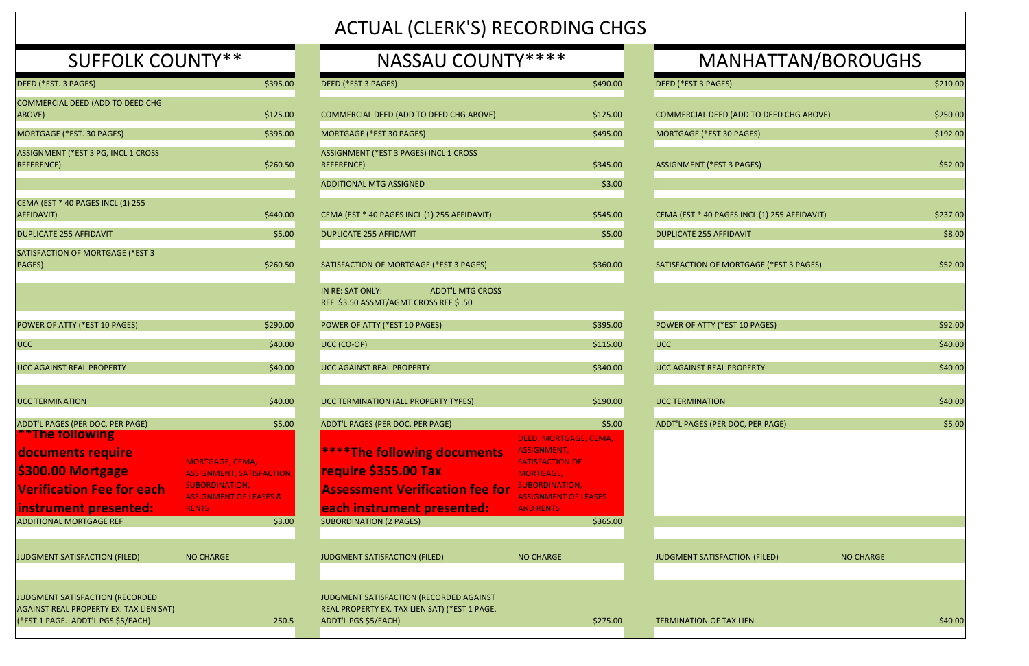# ACTUAL (CLERK'S) RECORDING CHGS

| SUFFOLK COUNTY** | | NASSAU COUNTY**** | | MANHATTAN/BOROUGHS | |
|---|---|---|---|---|---|
| DEED (*EST. 3 PAGES) | $395.00 | DEED (*EST 3 PAGES) | $490.00 | DEED (*EST 3 PAGES) | $210.00 |
| COMMERCIAL DEED (ADD TO DEED CHG ABOVE) | $125.00 | COMMERCIAL DEED (ADD TO DEED CHG ABOVE) | $125.00 | COMMERCIAL DEED (ADD TO DEED CHG ABOVE) | $250.00 |
| MORTGAGE (*EST. 30 PAGES) | $395.00 | MORTGAGE (*EST 30 PAGES) | $495.00 | MORTGAGE (*EST 30 PAGES) | $192.00 |
| ASSIGNMENT (*EST 3 PG, INCL 1 CROSS REFERENCE) | $260.50 | ASSIGNMENT (*EST 3 PAGES) INCL 1 CROSS REFERENCE) | $345.00 | ASSIGNMENT (*EST 3 PAGES) | $52.00 |
| | | ADDITIONAL MTG ASSIGNED | $3.00 | | |
| CEMA (EST * 40 PAGES INCL (1) 255 AFFIDAVIT) | $440.00 | CEMA (EST * 40 PAGES INCL (1) 255 AFFIDAVIT) | $545.00 | CEMA (EST * 40 PAGES INCL (1) 255 AFFIDAVIT) | $237.00 |
| DUPLICATE 255 AFFIDAVIT | $5.00 | DUPLICATE 255 AFFIDAVIT | $5.00 | DUPLICATE 255 AFFIDAVIT | $8.00 |
| SATISFACTION OF MORTGAGE (*EST 3 PAGES) | $260.50 | SATISFACTION OF MORTGAGE (*EST 3 PAGES) | $360.00 | SATISFACTION OF MORTGAGE (*EST 3 PAGES) | $52.00 |
| | | IN RE: SAT ONLY: ADDT'L MTG CROSS REF $3.50 ASSMT/AGMT CROSS REF $ .50 | | | |
| POWER OF ATTY (*EST 10 PAGES) | $290.00 | POWER OF ATTY (*EST 10 PAGES) | $395.00 | POWER OF ATTY (*EST 10 PAGES) | $92.00 |
| UCC | $40.00 | UCC (CO-OP) | $115.00 | UCC | $40.00 |
| UCC AGAINST REAL PROPERTY | $40.00 | UCC AGAINST REAL PROPERTY | $340.00 | UCC AGAINST REAL PROPERTY | $40.00 |
| UCC TERMINATION | $40.00 | UCC TERMINATION (ALL PROPERTY TYPES) | $190.00 | UCC TERMINATION | $40.00 |
| ADDT'L PAGES (PER DOC, PER PAGE) | $5.00 | ADDT'L PAGES (PER DOC, PER PAGE) | $5.00 | ADDT'L PAGES (PER DOC, PER PAGE) | $5.00 |
| **\*\*The following documents require $300.00 Mortgage Verification Fee for each instrument presented:** | MORTGAGE, CEMA, ASSIGNMENT, SATISFACTION, SUBORDINATION, ASSIGNMENT OF LEASES & RENTS | **\*\*\*\*The following documents require $355.00 Tax Assessment Verification fee for each instrument presented:** | DEED, MORTGAGE, CEMA, ASSIGNMENT, SATISFACTION OF MORTGAGE, SUBORDINATION, ASSIGNMENT OF LEASES AND RENTS | | |
| ADDITIONAL MORTGAGE REF | $3.00 | SUBORDINATION (2 PAGES) | $365.00 | | |
| JUDGMENT SATISFACTION (FILED) | NO CHARGE | JUDGMENT SATISFACTION (FILED) | NO CHARGE | JUDGMENT SATISFACTION (FILED) | NO CHARGE |
| JUDGMENT SATISFACTION (RECORDED AGAINST REAL PROPERTY EX. TAX LIEN SAT) (*EST 1 PAGE. ADDT'L PGS $5/EACH) | 250.5 | JUDGMENT SATISFACTION (RECORDED AGAINST REAL PROPERTY EX. TAX LIEN SAT) (*EST 1 PAGE. ADDT'L PGS $5/EACH) | $275.00 | TERMINATION OF TAX LIEN | $40.00 |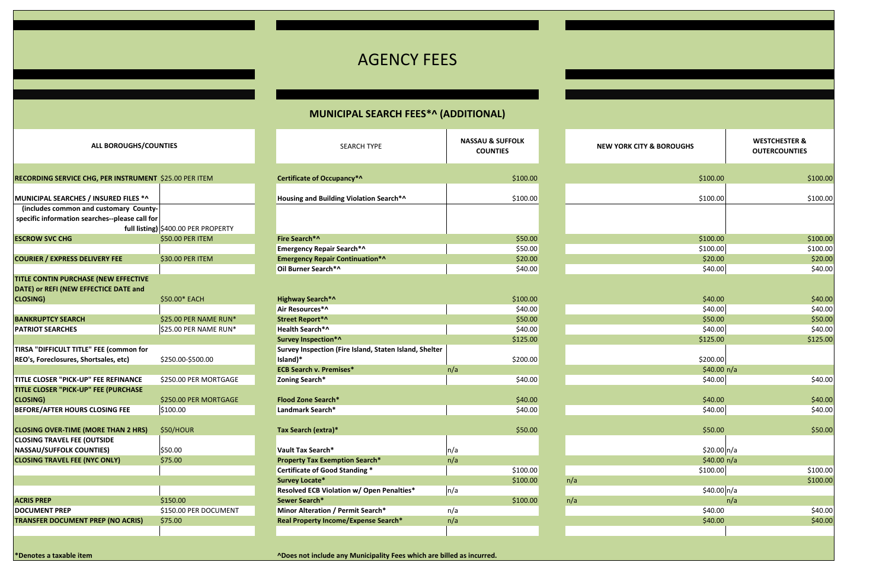# AGENCY FEES

## MUNICIPAL SEARCH FEES*^ (ADDITIONAL)

| ALL BOROUGHS/COUNTIES | |
|---|---|
| **RECORDING SERVICE CHG, PER INSTRUMENT** | $25.00 PER ITEM |
| **MUNICIPAL SEARCHES / INSURED FILES *^** (includes common and customary County-specific information searches--please call for full listing) | $400.00 PER PROPERTY |
| **ESCROW SVC CHG** | $50.00 PER ITEM |
| **COURIER / EXPRESS DELIVERY FEE** | $30.00 PER ITEM |
| **TITLE CONTIN PURCHASE (NEW EFFECTIVE DATE) or REFI (NEW EFFECTIVE DATE and CLOSING)** | $50.00* EACH |
| **BANKRUPTCY SEARCH** | $25.00 PER NAME RUN* |
| **PATRIOT SEARCHES** | $25.00 PER NAME RUN* |
| **TIRSA "DIFFICULT TITLE" FEE (common for REO's, Foreclosures, Shortsales, etc)** | $250.00-$500.00 |
| **TITLE CLOSER "PICK-UP" FEE REFINANCE** | $250.00 PER MORTGAGE |
| **TITLE CLOSER "PICK-UP" FEE (PURCHASE CLOSING)** | $250.00 PER MORTGAGE |
| **BEFORE/AFTER HOURS CLOSING FEE** | $100.00 |
| **CLOSING OVER-TIME (MORE THAN 2 HRS)** | $50/HOUR |
| **CLOSING TRAVEL FEE (OUTSIDE NASSAU/SUFFOLK COUNTIES)** | $50.00 |
| **CLOSING TRAVEL FEE (NYC ONLY)** | $75.00 |
| **ACRIS PREP** | $150.00 |
| **DOCUMENT PREP** | $150.00 PER DOCUMENT |
| **TRANSFER DOCUMENT PREP (NO ACRIS)** | $75.00 |

| SEARCH TYPE | NASSAU & SUFFOLK COUNTIES | NEW YORK CITY & BOROUGHS | WESTCHESTER & OUTERCOUNTIES |
|---|---|---|---|
| **Certificate of Occupancy*^** | $100.00 | $100.00 | $100.00 |
| **Housing and Building Violation Search*^** | $100.00 | $100.00 | $100.00 |
| **Fire Search*^** | $50.00 | $100.00 | $100.00 |
| **Emergency Repair Search*^** | $50.00 | $100.00 | $100.00 |
| **Emergency Repair Continuation*^** | $20.00 | $20.00 | $20.00 |
| **Oil Burner Search*^** | $40.00 | $40.00 | $40.00 |
| **Highway Search*^** | $100.00 | $40.00 | $40.00 |
| **Air Resources*^** | $40.00 | $40.00 | $40.00 |
| **Street Report*^** | $50.00 | $50.00 | $50.00 |
| **Health Search*^** | $40.00 | $40.00 | $40.00 |
| **Survey Inspection*^** | $125.00 | $125.00 | $125.00 |
| **Survey Inspection (Fire Island, Staten Island, Shelter Island)*** | $200.00 | $200.00 | |
| **ECB Search v. Premises*** | n/a | $40.00 | n/a |
| **Zoning Search*** | $40.00 | $40.00 | $40.00 |
| **Flood Zone Search*** | $40.00 | $40.00 | $40.00 |
| **Landmark Search*** | $40.00 | $40.00 | $40.00 |
| **Tax Search (extra)*** | $50.00 | $50.00 | $50.00 |
| **Vault Tax Search*** | n/a | $20.00 | n/a |
| **Property Tax Exemption Search*** | n/a | $40.00 | n/a |
| **Certificate of Good Standing *** | $100.00 | $100.00 | $100.00 |
| **Survey Locate*** | $100.00 | n/a | $100.00 |
| **Resolved ECB Violation w/ Open Penalties*** | n/a | $40.00 | n/a |
| **Sewer Search*** | $100.00 | n/a | n/a |
| **Minor Alteration / Permit Search*** | n/a | $40.00 | $40.00 |
| **Real Property Income/Expense Search*** | n/a | $40.00 | $40.00 |

***Denotes a taxable item**

**^Does not include any Municipality Fees which are billed as incurred.**